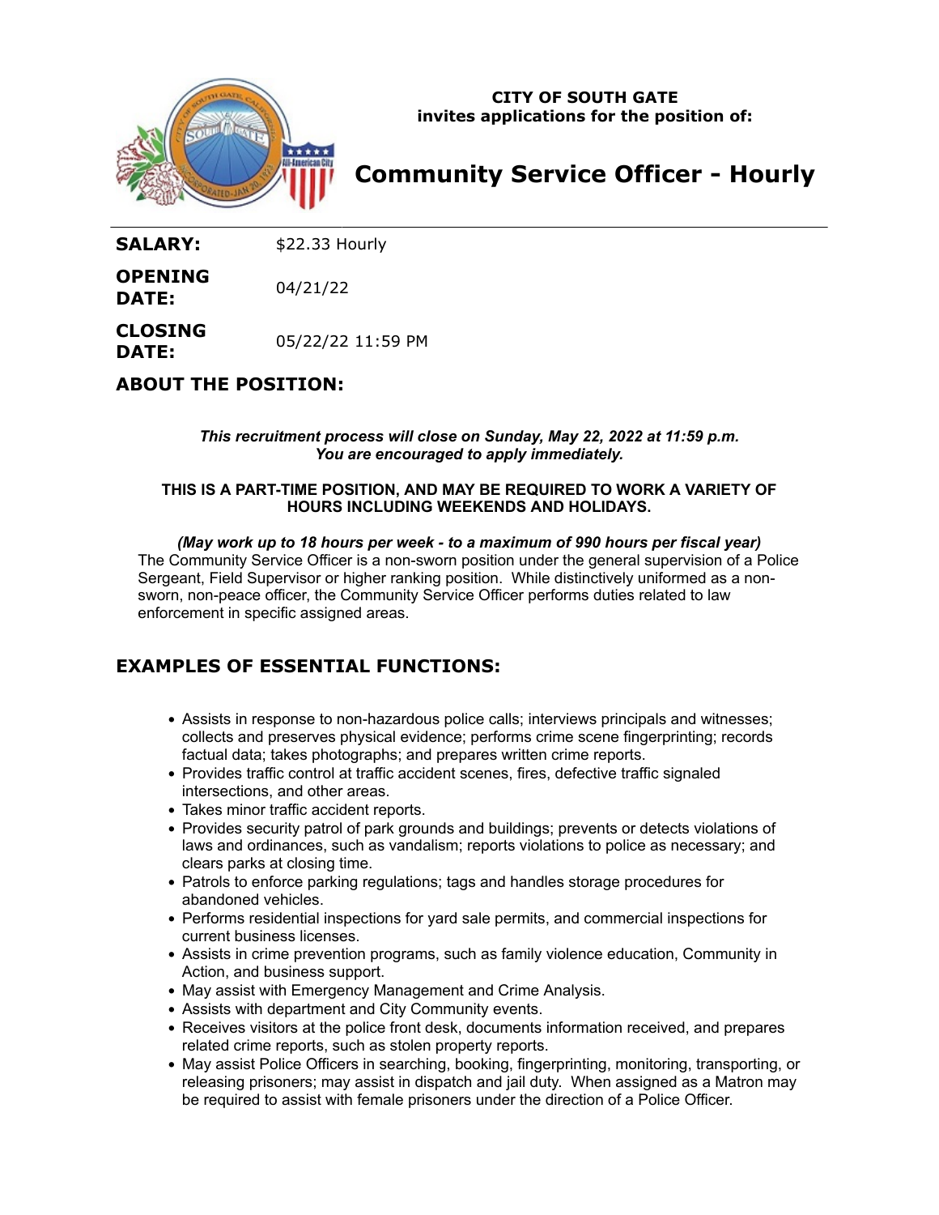**CITY OF SOUTH GATE**
**invites applications for the position of:**

# Community Service Officer - Hourly

**SALARY:** $22.33 Hourly

**OPENING DATE:** 04/21/22

**CLOSING DATE:** 05/22/22 11:59 PM

## ABOUT THE POSITION:

***This recruitment process will close on Sunday, May 22, 2022 at 11:59 p.m. You are encouraged to apply immediately.***

**THIS IS A PART-TIME POSITION, AND MAY BE REQUIRED TO WORK A VARIETY OF HOURS INCLUDING WEEKENDS AND HOLIDAYS.**

***(May work up to 18 hours per week - to a maximum of 990 hours per fiscal year)***

The Community Service Officer is a non-sworn position under the general supervision of a Police Sergeant, Field Supervisor or higher ranking position. While distinctively uniformed as a non-sworn, non-peace officer, the Community Service Officer performs duties related to law enforcement in specific assigned areas.

## EXAMPLES OF ESSENTIAL FUNCTIONS:

- Assists in response to non-hazardous police calls; interviews principals and witnesses; collects and preserves physical evidence; performs crime scene fingerprinting; records factual data; takes photographs; and prepares written crime reports.
- Provides traffic control at traffic accident scenes, fires, defective traffic signaled intersections, and other areas.
- Takes minor traffic accident reports.
- Provides security patrol of park grounds and buildings; prevents or detects violations of laws and ordinances, such as vandalism; reports violations to police as necessary; and clears parks at closing time.
- Patrols to enforce parking regulations; tags and handles storage procedures for abandoned vehicles.
- Performs residential inspections for yard sale permits, and commercial inspections for current business licenses.
- Assists in crime prevention programs, such as family violence education, Community in Action, and business support.
- May assist with Emergency Management and Crime Analysis.
- Assists with department and City Community events.
- Receives visitors at the police front desk, documents information received, and prepares related crime reports, such as stolen property reports.
- May assist Police Officers in searching, booking, fingerprinting, monitoring, transporting, or releasing prisoners; may assist in dispatch and jail duty. When assigned as a Matron may be required to assist with female prisoners under the direction of a Police Officer.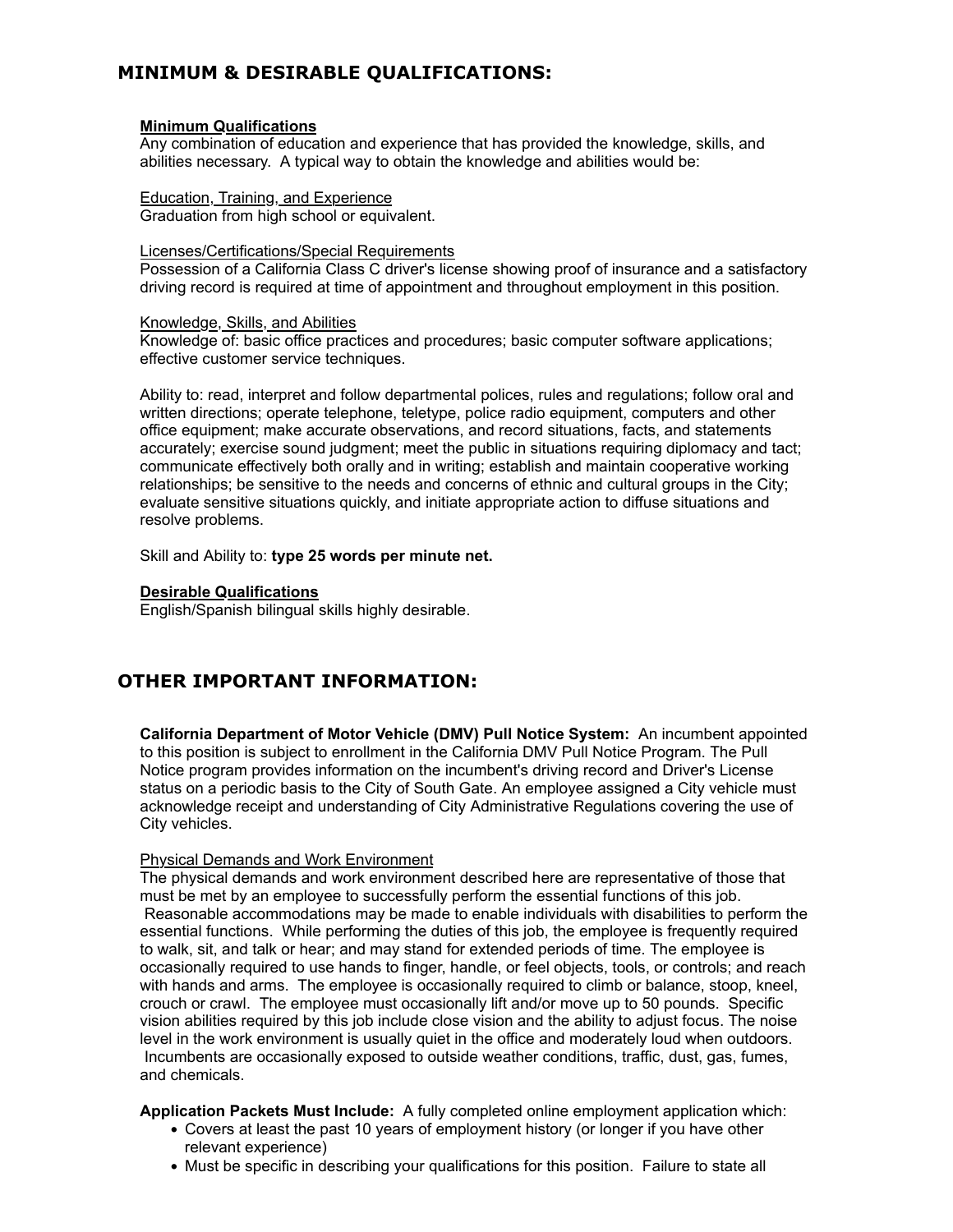## MINIMUM & DESIRABLE QUALIFICATIONS:

**Minimum Qualifications**
Any combination of education and experience that has provided the knowledge, skills, and abilities necessary. A typical way to obtain the knowledge and abilities would be:

Education, Training, and Experience
Graduation from high school or equivalent.

Licenses/Certifications/Special Requirements
Possession of a California Class C driver's license showing proof of insurance and a satisfactory driving record is required at time of appointment and throughout employment in this position.

Knowledge, Skills, and Abilities
Knowledge of: basic office practices and procedures; basic computer software applications; effective customer service techniques.

Ability to: read, interpret and follow departmental polices, rules and regulations; follow oral and written directions; operate telephone, teletype, police radio equipment, computers and other office equipment; make accurate observations, and record situations, facts, and statements accurately; exercise sound judgment; meet the public in situations requiring diplomacy and tact; communicate effectively both orally and in writing; establish and maintain cooperative working relationships; be sensitive to the needs and concerns of ethnic and cultural groups in the City; evaluate sensitive situations quickly, and initiate appropriate action to diffuse situations and resolve problems.

Skill and Ability to: **type 25 words per minute net.**

**Desirable Qualifications**
English/Spanish bilingual skills highly desirable.

## OTHER IMPORTANT INFORMATION:

**California Department of Motor Vehicle (DMV) Pull Notice System:** An incumbent appointed to this position is subject to enrollment in the California DMV Pull Notice Program. The Pull Notice program provides information on the incumbent's driving record and Driver's License status on a periodic basis to the City of South Gate. An employee assigned a City vehicle must acknowledge receipt and understanding of City Administrative Regulations covering the use of City vehicles.

Physical Demands and Work Environment
The physical demands and work environment described here are representative of those that must be met by an employee to successfully perform the essential functions of this job. Reasonable accommodations may be made to enable individuals with disabilities to perform the essential functions. While performing the duties of this job, the employee is frequently required to walk, sit, and talk or hear; and may stand for extended periods of time. The employee is occasionally required to use hands to finger, handle, or feel objects, tools, or controls; and reach with hands and arms. The employee is occasionally required to climb or balance, stoop, kneel, crouch or crawl. The employee must occasionally lift and/or move up to 50 pounds. Specific vision abilities required by this job include close vision and the ability to adjust focus. The noise level in the work environment is usually quiet in the office and moderately loud when outdoors. Incumbents are occasionally exposed to outside weather conditions, traffic, dust, gas, fumes, and chemicals.

**Application Packets Must Include:** A fully completed online employment application which:

- Covers at least the past 10 years of employment history (or longer if you have other relevant experience)
- Must be specific in describing your qualifications for this position. Failure to state all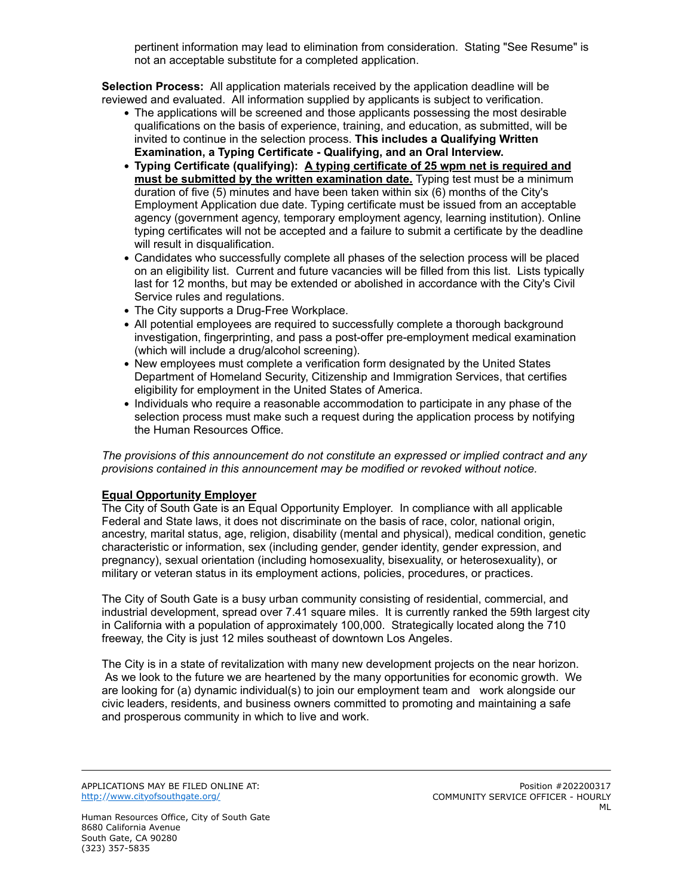pertinent information may lead to elimination from consideration. Stating "See Resume" is not an acceptable substitute for a completed application.

**Selection Process:** All application materials received by the application deadline will be reviewed and evaluated. All information supplied by applicants is subject to verification.

- The applications will be screened and those applicants possessing the most desirable qualifications on the basis of experience, training, and education, as submitted, will be invited to continue in the selection process. **This includes a Qualifying Written Examination, a Typing Certificate - Qualifying, and an Oral Interview.**
- **Typing Certificate (qualifying): <u>A typing certificate of 25 wpm net is required and must be submitted by the written examination date.</u>** Typing test must be a minimum duration of five (5) minutes and have been taken within six (6) months of the City's Employment Application due date. Typing certificate must be issued from an acceptable agency (government agency, temporary employment agency, learning institution). Online typing certificates will not be accepted and a failure to submit a certificate by the deadline will result in disqualification.
- Candidates who successfully complete all phases of the selection process will be placed on an eligibility list. Current and future vacancies will be filled from this list. Lists typically last for 12 months, but may be extended or abolished in accordance with the City's Civil Service rules and regulations.
- The City supports a Drug-Free Workplace.
- All potential employees are required to successfully complete a thorough background investigation, fingerprinting, and pass a post-offer pre-employment medical examination (which will include a drug/alcohol screening).
- New employees must complete a verification form designated by the United States Department of Homeland Security, Citizenship and Immigration Services, that certifies eligibility for employment in the United States of America.
- Individuals who require a reasonable accommodation to participate in any phase of the selection process must make such a request during the application process by notifying the Human Resources Office.

*The provisions of this announcement do not constitute an expressed or implied contract and any provisions contained in this announcement may be modified or revoked without notice.*

**<u>Equal Opportunity Employer</u>**

The City of South Gate is an Equal Opportunity Employer. In compliance with all applicable Federal and State laws, it does not discriminate on the basis of race, color, national origin, ancestry, marital status, age, religion, disability (mental and physical), medical condition, genetic characteristic or information, sex (including gender, gender identity, gender expression, and pregnancy), sexual orientation (including homosexuality, bisexuality, or heterosexuality), or military or veteran status in its employment actions, policies, procedures, or practices.

The City of South Gate is a busy urban community consisting of residential, commercial, and industrial development, spread over 7.41 square miles. It is currently ranked the 59th largest city in California with a population of approximately 100,000. Strategically located along the 710 freeway, the City is just 12 miles southeast of downtown Los Angeles.

The City is in a state of revitalization with many new development projects on the near horizon. As we look to the future we are heartened by the many opportunities for economic growth. We are looking for (a) dynamic individual(s) to join our employment team and work alongside our civic leaders, residents, and business owners committed to promoting and maintaining a safe and prosperous community in which to live and work.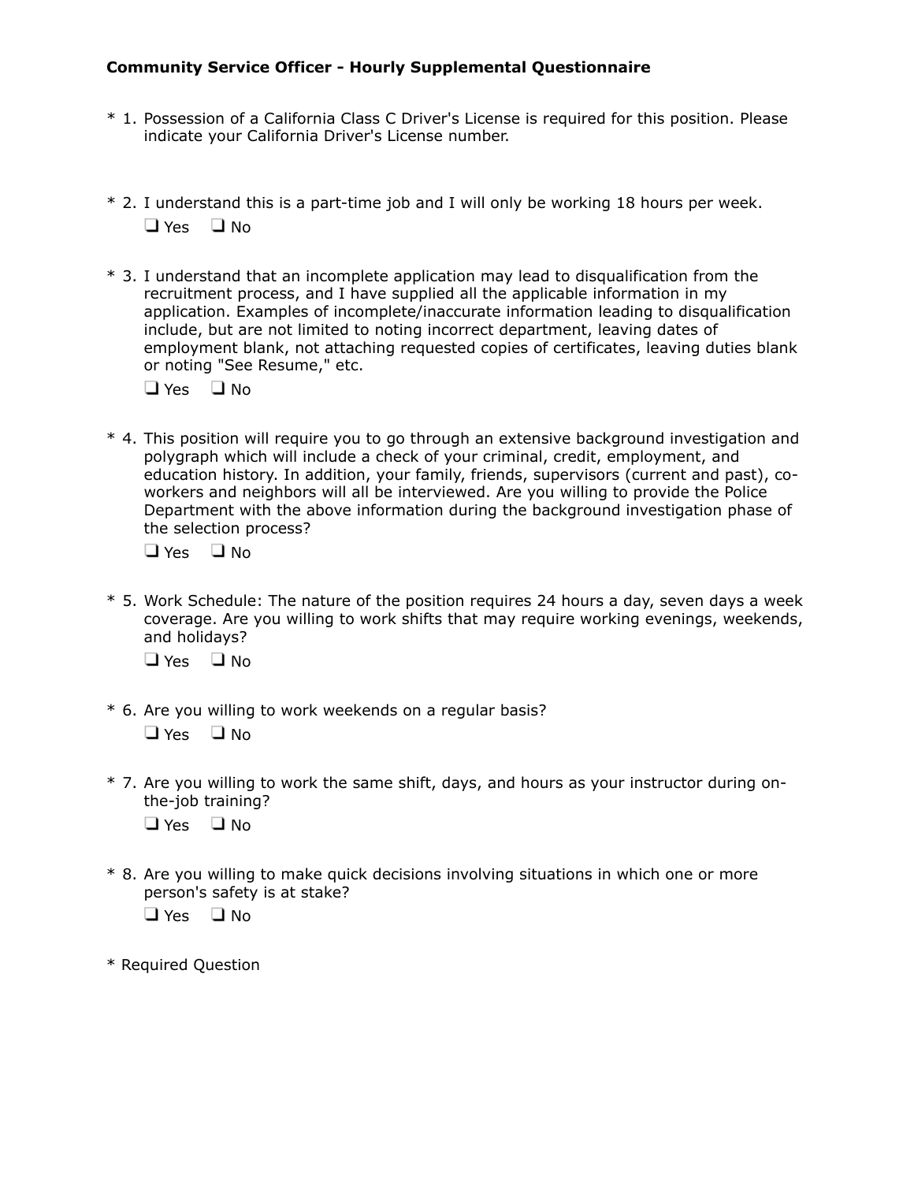**Community Service Officer - Hourly Supplemental Questionnaire**

\* 1. Possession of a California Class C Driver's License is required for this position. Please indicate your California Driver's License number.

\* 2. I understand this is a part-time job and I will only be working 18 hours per week.

❑ Yes ❑ No

\* 3. I understand that an incomplete application may lead to disqualification from the recruitment process, and I have supplied all the applicable information in my application. Examples of incomplete/inaccurate information leading to disqualification include, but are not limited to noting incorrect department, leaving dates of employment blank, not attaching requested copies of certificates, leaving duties blank or noting "See Resume," etc.

❑ Yes ❑ No

\* 4. This position will require you to go through an extensive background investigation and polygraph which will include a check of your criminal, credit, employment, and education history. In addition, your family, friends, supervisors (current and past), co-workers and neighbors will all be interviewed. Are you willing to provide the Police Department with the above information during the background investigation phase of the selection process?

❑ Yes ❑ No

\* 5. Work Schedule: The nature of the position requires 24 hours a day, seven days a week coverage. Are you willing to work shifts that may require working evenings, weekends, and holidays?

❑ Yes ❑ No

\* 6. Are you willing to work weekends on a regular basis?

❑ Yes ❑ No

\* 7. Are you willing to work the same shift, days, and hours as your instructor during on-the-job training?

❑ Yes ❑ No

\* 8. Are you willing to make quick decisions involving situations in which one or more person's safety is at stake?

❑ Yes ❑ No

\* Required Question